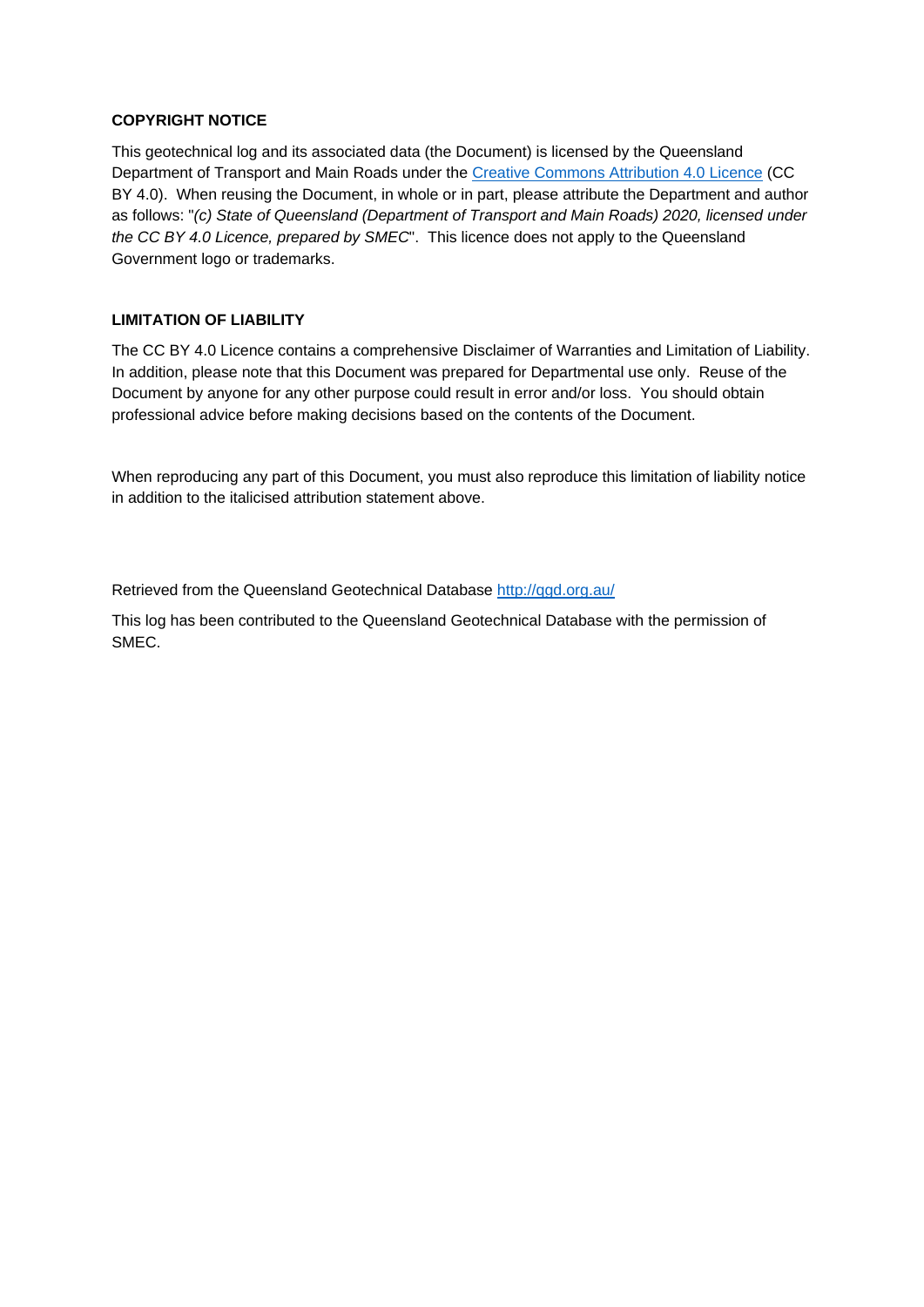**COPYRIGHT NOTICE**

This geotechnical log and its associated data (the Document) is licensed by the Queensland Department of Transport and Main Roads under the [Creative Commons Attribution 4.0 Licence](https://creativecommons.org/licenses/by/4.0/) (CC BY 4.0). When reusing the Document, in whole or in part, please attribute the Department and author as follows: "*(c) State of Queensland (Department of Transport and Main Roads) 2020, licensed under the CC BY 4.0 Licence, prepared by SMEC*". This licence does not apply to the Queensland Government logo or trademarks.

**LIMITATION OF LIABILITY**

The CC BY 4.0 Licence contains a comprehensive Disclaimer of Warranties and Limitation of Liability. In addition, please note that this Document was prepared for Departmental use only. Reuse of the Document by anyone for any other purpose could result in error and/or loss. You should obtain professional advice before making decisions based on the contents of the Document.

When reproducing any part of this Document, you must also reproduce this limitation of liability notice in addition to the italicised attribution statement above.

Retrieved from the Queensland Geotechnical Database [http://qgd.org.au/](http://qgd.org.au/)

This log has been contributed to the Queensland Geotechnical Database with the permission of SMEC.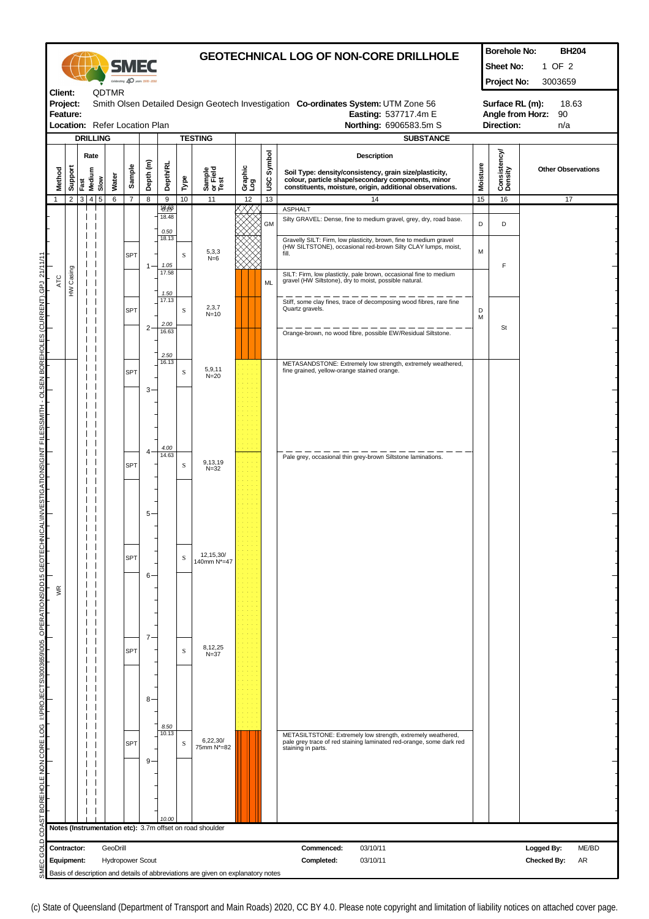# GEOTECHNICAL LOG OF NON-CORE DRILLHOLE

**Borehole No:** BH204
**Sheet No:** 1 OF 2
**Project No:** 3003659

**Client:** QDTMR
**Project:** Smith Olsen Detailed Design Geotech Investigation
**Feature:**
**Location:** Refer Location Plan

**Co-ordinates System:** UTM Zone 56
**Easting:** 537717.4m E
**Northing:** 6906583.5m S

**Surface RL (m):** 18.63
**Angle from Horz:** 90
**Direction:** n/a

| Method | Support | Rate | Water | Sample | Depth (m) | Depth/RL | Type | Sample or Field Test | Graphic Log | USC Symbol | Description (Soil Type: density/consistency, grain size/plasticity, colour, particle shape/secondary components, minor constituents, moisture, origin, additional observations.) | Moisture | Consistency/Density | Other Observations |
|---|---|---|---|---|---|---|---|---|---|---|---|---|---|---|
| ATC | HW Casing | | | | | 0.15 / 18.48 | | | | | ASPHALT | | | |
| | | | | | | 0.50 / 18.13 | | | | GM | Silty GRAVEL: Dense, fine to medium gravel, grey, dry, road base. | D | D | |
| | | | | SPT | 1 | 1.05 / 17.58 | S | 5,3,3 N=6 | | | Gravelly SILT: Firm, low plasticity, brown, fine to medium gravel (HW SILTSTONE), occasional red-brown Silty CLAY lumps, moist, fill. | M | F | |
| | | | | | | 1.50 / 17.13 | | | | ML | SILT: Firm, low plasticitiy, pale brown, occasional fine to medium gravel (HW Siltstone), dry to moist, possible natural. | | | |
| | | | | SPT | | 2.00 / 16.63 | S | 2,3,7 N=10 | | | Stiff, some clay fines, trace of decomposing wood fibres, rare fine Quartz gravels. | D M | St | |
| | | | | | 2 | 2.50 / 16.13 | | | | | Orange-brown, no wood fibre, possible EW/Residual Siltstone. | | | |
| WR | | | | SPT | 3 | | S | 5,9,11 N=20 | | | METASANDSTONE: Extremely low strength, extremely weathered, fine grained, yellow-orange stained orange. | | | |
| | | | | SPT | 4 | 4.00 / 14.63 | S | 9,13,19 N=32 | | | Pale grey, occasional thin grey-brown Siltstone laminations. | | | |
| | | | | SPT | 5 | | S | 12,15,30/ 140mm N*=47 | | | | | | |
| | | | | SPT | 7 | | S | 8,12,25 N=37 | | | | | | |
| | | | | SPT | 8 | 8.50 / 10.13 | S | 6,22,30/ 75mm N*=82 | | | METASILTSTONE: Extremely low strength, extremely weathered, pale grey trace of red staining laminated red-orange, some dark red staining in parts. | | | |
| | | | | | 9 | 10.00 | | | | | | | | |

**Notes (Instrumentation etc):** 3.7m offset on road shoulder

**Contractor:** GeoDrill
**Equipment:** Hydropower Scout
**Commenced:** 03/10/11
**Completed:** 03/10/11
**Logged By:** ME/BD
**Checked By:** AR

Basis of description and details of abbreviations are given on explanatory notes

(c) State of Queensland (Department of Transport and Main Roads) 2020, CC BY 4.0. Please note copyright and limitation of liability notices on attached cover page.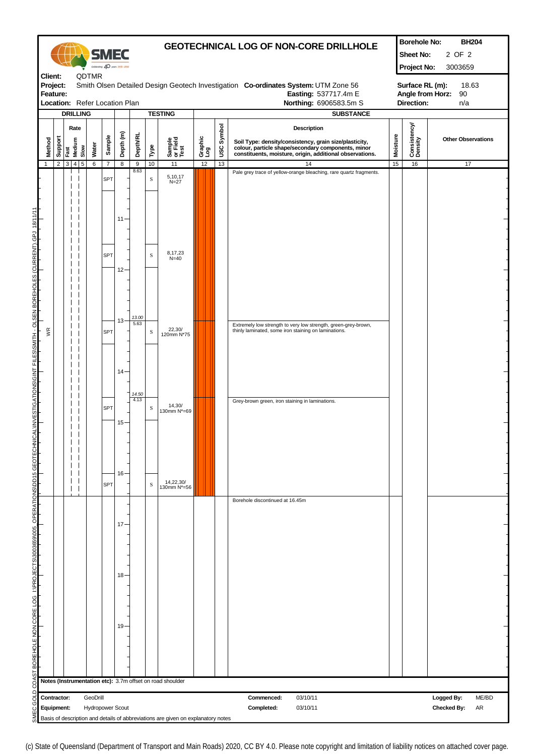# GEOTECHNICAL LOG OF NON-CORE DRILLHOLE

SMEC

| | |
|---|---|
| **Borehole No:** | **BH204** |
| **Sheet No:** | 2 OF 2 |
| **Project No:** | 3003659 |

**Client:** QDTMR
**Project:** Smith Olsen Detailed Design Geotech Investigation
**Feature:**
**Location:** Refer Location Plan

**Co-ordinates System:** UTM Zone 56
**Easting:** 537717.4m E
**Northing:** 6906583.5m S

**Surface RL (m):** 18.63
**Angle from Horz:** 90
**Direction:** n/a

| Method (1) | Support (2) | Rate (3-5) | Water (6) | Sample (7) | Depth (m) (8) | Depth/RL (9) | Type (10) | Sample or Field Test (11) | Graphic Log (12) | USC Symbol (13) | Description (14) | Moisture (15) | Consistency/ Density (16) | Other Observations (17) |
|---|---|---|---|---|---|---|---|---|---|---|---|---|---|---|
| WR | | | | SPT | | 8.63 | S | 5,10,17 N=27 | | | Pale grey trace of yellow-orange bleaching, rare quartz fragments. | | | |
| | | | | | 11 | | | | | | | | | |
| | | | | SPT | | | S | 8,17,23 N=40 | | | | | | |
| | | | | | 12 | | | | | | | | | |
| | | | | SPT | 13 | 13.00 / 5.63 | S | 22,30/ 120mm N*75 | | | Extremely low strength to very low strength, green-grey-brown, thinly laminated, some iron staining on laminations. | | | |
| | | | | | 14 | | | | | | | | | |
| | | | | SPT | | 14.50 / 4.13 | S | 14,30/ 130mm N*=69 | | | Grey-brown green, iron staining in laminations. | | | |
| | | | | | 15 | | | | | | | | | |
| | | | | SPT | 16 | | S | 14,22,30/ 130mm N*=56 | | | | | | |
| | | | | | | | | | | | Borehole discontinued at 16.45m | | | |
| | | | | | 17 | | | | | | | | | |
| | | | | | 18 | | | | | | | | | |
| | | | | | 19 | | | | | | | | | |

**Notes (Instrumentation etc):** 3.7m offset on road shoulder

| | | | | | |
|---|---|---|---|---|---|
| **Contractor:** | GeoDrill | **Commenced:** | 03/10/11 | **Logged By:** | ME/BD |
| **Equipment:** | Hydropower Scout | **Completed:** | 03/10/11 | **Checked By:** | AR |

Basis of description and details of abbreviations are given on explanatory notes

SMEC GOLD COAST BOREHOLE NON CORE LOG I:\PROJECTS\3003659\005_OPERATIONS\DD15 GEOTECHNICAL\INVESTIGATIONS\GINT FILES\SMITH - OLSEN BOREHOLES (CURRENT).GPJ 18/11/11

(c) State of Queensland (Department of Transport and Main Roads) 2020, CC BY 4.0. Please note copyright and limitation of liability notices on attached cover page.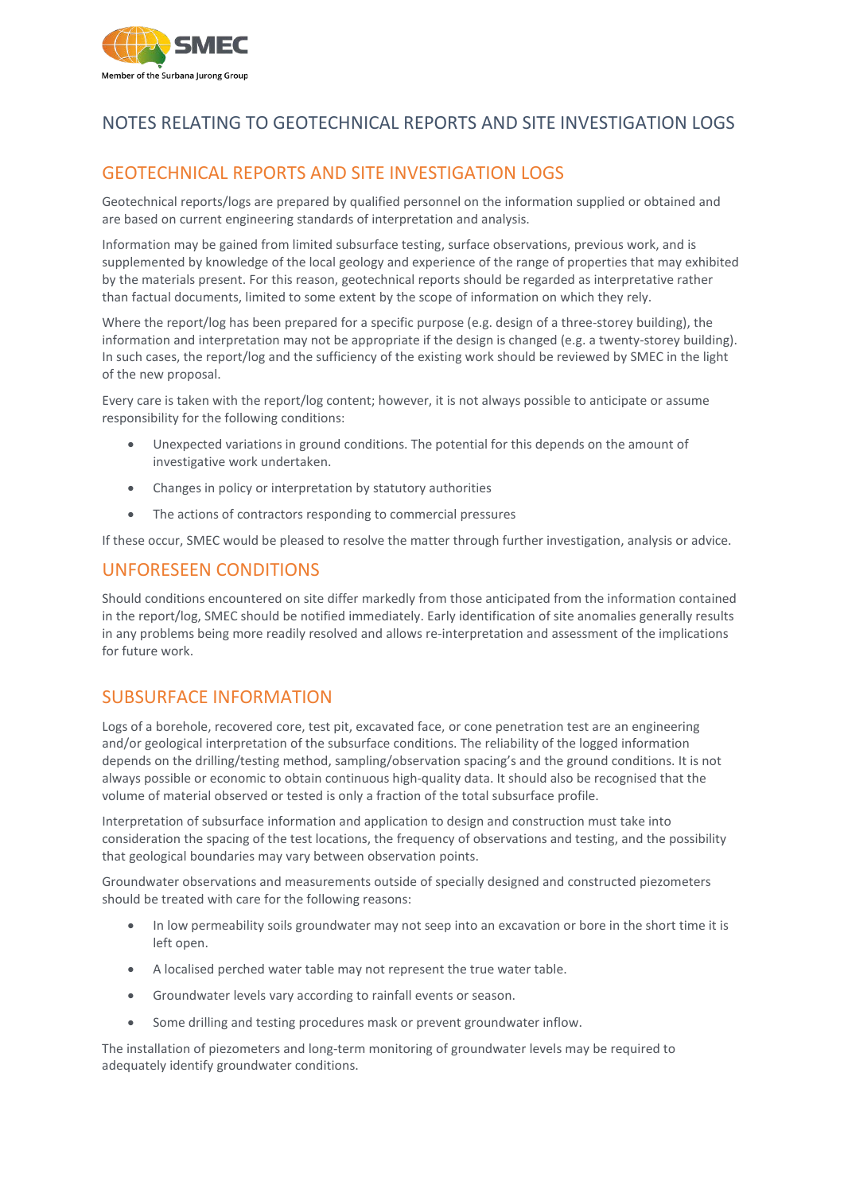# NOTES RELATING TO GEOTECHNICAL REPORTS AND SITE INVESTIGATION LOGS

## GEOTECHNICAL REPORTS AND SITE INVESTIGATION LOGS

Geotechnical reports/logs are prepared by qualified personnel on the information supplied or obtained and are based on current engineering standards of interpretation and analysis.

Information may be gained from limited subsurface testing, surface observations, previous work, and is supplemented by knowledge of the local geology and experience of the range of properties that may exhibited by the materials present. For this reason, geotechnical reports should be regarded as interpretative rather than factual documents, limited to some extent by the scope of information on which they rely.

Where the report/log has been prepared for a specific purpose (e.g. design of a three-storey building), the information and interpretation may not be appropriate if the design is changed (e.g. a twenty-storey building). In such cases, the report/log and the sufficiency of the existing work should be reviewed by SMEC in the light of the new proposal.

Every care is taken with the report/log content; however, it is not always possible to anticipate or assume responsibility for the following conditions:

- Unexpected variations in ground conditions. The potential for this depends on the amount of investigative work undertaken.
- Changes in policy or interpretation by statutory authorities
- The actions of contractors responding to commercial pressures

If these occur, SMEC would be pleased to resolve the matter through further investigation, analysis or advice.

## UNFORESEEN CONDITIONS

Should conditions encountered on site differ markedly from those anticipated from the information contained in the report/log, SMEC should be notified immediately. Early identification of site anomalies generally results in any problems being more readily resolved and allows re-interpretation and assessment of the implications for future work.

## SUBSURFACE INFORMATION

Logs of a borehole, recovered core, test pit, excavated face, or cone penetration test are an engineering and/or geological interpretation of the subsurface conditions. The reliability of the logged information depends on the drilling/testing method, sampling/observation spacing's and the ground conditions. It is not always possible or economic to obtain continuous high-quality data. It should also be recognised that the volume of material observed or tested is only a fraction of the total subsurface profile.

Interpretation of subsurface information and application to design and construction must take into consideration the spacing of the test locations, the frequency of observations and testing, and the possibility that geological boundaries may vary between observation points.

Groundwater observations and measurements outside of specially designed and constructed piezometers should be treated with care for the following reasons:

- In low permeability soils groundwater may not seep into an excavation or bore in the short time it is left open.
- A localised perched water table may not represent the true water table.
- Groundwater levels vary according to rainfall events or season.
- Some drilling and testing procedures mask or prevent groundwater inflow.

The installation of piezometers and long-term monitoring of groundwater levels may be required to adequately identify groundwater conditions.